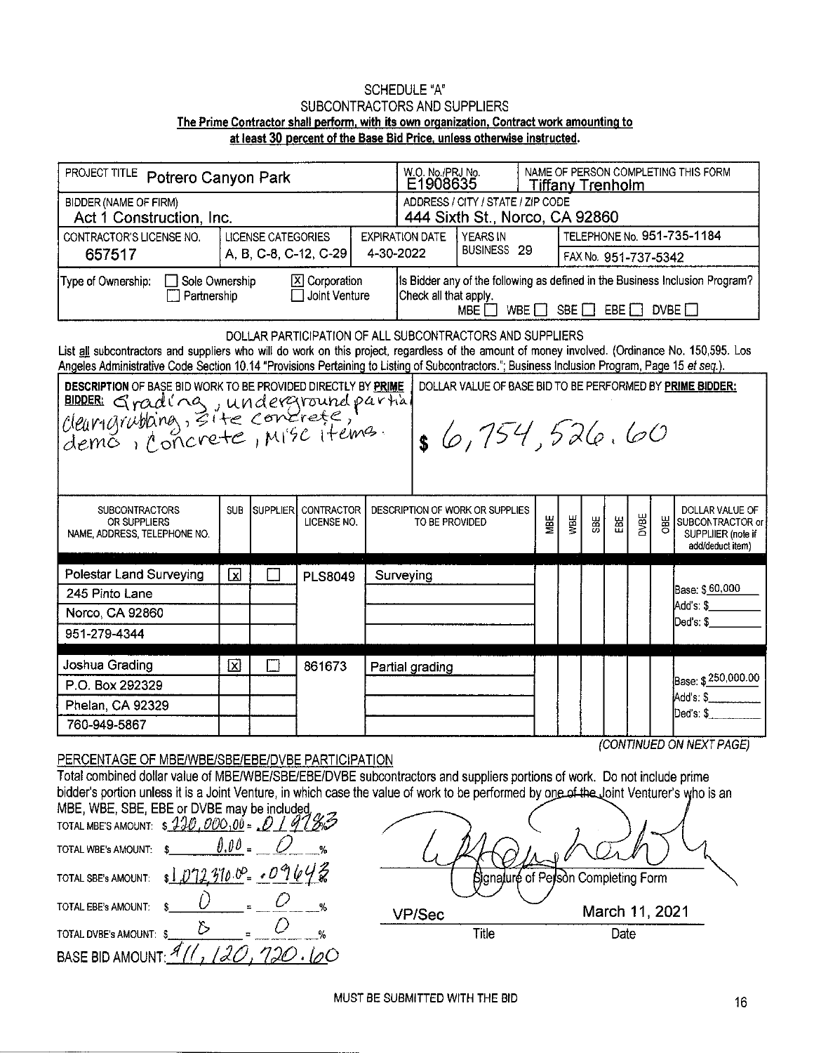# SCHEDULE "A"
## SUBCONTRACTORS AND SUPPLIERS

**The Prime Contractor shall perform, with its own organization, Contract work amounting to at least 30 percent of the Base Bid Price, unless otherwise instructed.**

| PROJECT TITLE Potrero Canyon Park | | | W.O. No./PRJ No. E1908635 | | NAME OF PERSON COMPLETING THIS FORM Tiffany Trenholm |
|---|---|---|---|---|---|
| BIDDER (NAME OF FIRM) Act 1 Construction, Inc. | | | ADDRESS / CITY / STATE / ZIP CODE 444 Sixth St., Norco, CA 92860 | | |
| CONTRACTOR'S LICENSE NO. 657517 | LICENSE CATEGORIES A, B, C-8, C-12, C-29 | EXPIRATION DATE 4-30-2022 | YEARS IN BUSINESS 29 | | TELEPHONE No. 951-735-1184 FAX No. 951-737-5342 |
| Type of Ownership: ☐ Sole Ownership ☐ Partnership ☒ Corporation ☐ Joint Venture | | | Is Bidder any of the following as defined in the Business Inclusion Program? Check all that apply. MBE ☐ WBE ☐ SBE ☐ EBE ☐ DVBE ☐ | | |

### DOLLAR PARTICIPATION OF ALL SUBCONTRACTORS AND SUPPLIERS

List all subcontractors and suppliers who will do work on this project, regardless of the amount of money involved. (Ordinance No. 150,595. Los Angeles Administrative Code Section 10.14 "Provisions Pertaining to Listing of Subcontractors."; Business Inclusion Program, Page 15 *et seq.*).

| DESCRIPTION OF BASE BID WORK TO BE PROVIDED DIRECTLY BY PRIME BIDDER: | DOLLAR VALUE OF BASE BID TO BE PERFORMED BY PRIME BIDDER: |
|---|---|
| Grading, underground partial clearing/grubbing, site concrete, demo, concrete, misc items. | $ 6,754,526.60 |

| SUBCONTRACTORS OR SUPPLIERS NAME, ADDRESS, TELEPHONE NO. | SUB | SUPPLIER | CONTRACTOR LICENSE NO. | DESCRIPTION OF WORK OR SUPPLIES TO BE PROVIDED | MBE | WBE | SBE | EBE | DVBE | OBE | DOLLAR VALUE OF SUBCONTRACTOR or SUPPLIER (note if add/deduct item) |
|---|---|---|---|---|---|---|---|---|---|---|---|
| Polestar Land Surveying, 245 Pinto Lane, Norco, CA 92860, 951-279-4344 | ☒ | ☐ | PLS8049 | Surveying | | | | | | | Base: $ 60,000 Add's: $ Ded's: $ |
| Joshua Grading, P.O. Box 292329, Phelan, CA 92329, 760-949-5867 | ☒ | ☐ | 861673 | Partial grading | | | | | | | Base: $ 250,000.00 Add's: $ Ded's: $ |

*(CONTINUED ON NEXT PAGE)*

### PERCENTAGE OF MBE/WBE/SBE/EBE/DVBE PARTICIPATION

Total combined dollar value of MBE/WBE/SBE/EBE/DVBE subcontractors and suppliers portions of work. Do not include prime bidder's portion unless it is a Joint Venture, in which case the value of work to be performed by one of the Joint Venturer's who is an MBE, WBE, SBE, EBE or DVBE may be included.

TOTAL MBE's AMOUNT: $ 220,000.00 = .0198 %

TOTAL WBE's AMOUNT: $ 0.00 = 0 %

TOTAL SBE's AMOUNT: $ 1,072,370.00 = .0964 %

TOTAL EBE's AMOUNT: $ 0 = 0 %

TOTAL DVBE's AMOUNT: $ 0 = 0 %

BASE BID AMOUNT: $11,120,720.60

Signature of Person Completing Form: [signature]

Title: VP/Sec

Date: March 11, 2021

MUST BE SUBMITTED WITH THE BID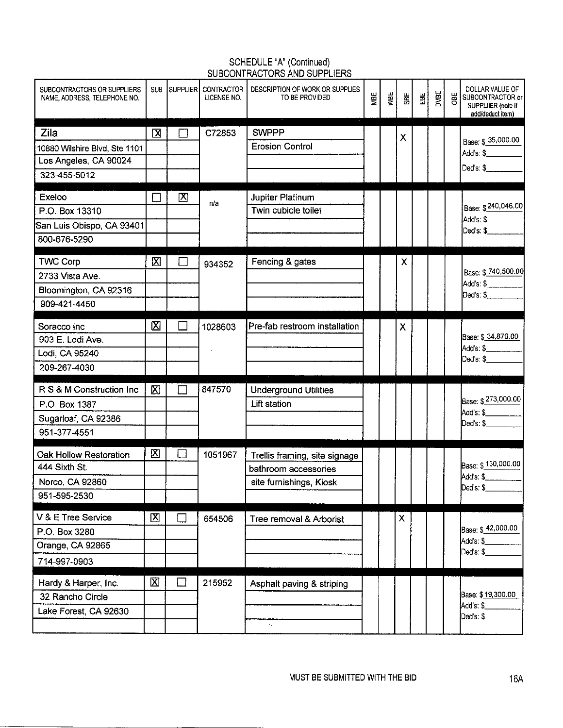# SCHEDULE "A" (Continued)

## SUBCONTRACTORS AND SUPPLIERS

| SUBCONTRACTORS OR SUPPLIERS NAME, ADDRESS, TELEPHONE NO. | SUB | SUPPLIER | CONTRACTOR LICENSE NO. | DESCRIPTION OF WORK OR SUPPLIES TO BE PROVIDED | MBE | WBE | SBE | EBE | DVBE | OBE | DOLLAR VALUE OF SUBCONTRACTOR or SUPPLIIER (note if add/deduct item) |
|---|---|---|---|---|---|---|---|---|---|---|---|
| Zila<br>10880 Wilshire Blvd, Ste 1101<br>Los Angeles, CA 90024<br>323-455-5012 | ☒ | ☐ | C72853 | SWPPP<br>Erosion Control | | | X | | | | Base: $ 35,000.00<br>Add's: $<br>Ded's: $ |
| Exeloo<br>P.O. Box 13310<br>San Luis Obispo, CA 93401<br>800-676-5290 | ☐ | ☒ | n/a | Jupiter Platinum<br>Twin cubicle toilet | | | | | | | Base: $ 240,046.00<br>Add's: $<br>Ded's: $ |
| TWC Corp<br>2733 Vista Ave.<br>Bloomington, CA 92316<br>909-421-4450 | ☒ | ☐ | 934352 | Fencing & gates | | | X | | | | Base: $ 740,500.00<br>Add's: $<br>Ded's: $ |
| Soracco Inc<br>903 E. Lodi Ave.<br>Lodi, CA 95240<br>209-267-4030 | ☒ | ☐ | 1028603 | Pre-fab restroom installation | | | X | | | | Base: $ 34,870.00<br>Add's: $<br>Ded's: $ |
| R S & M Construction Inc<br>P.O. Box 1387<br>Sugarloaf, CA 92386<br>951-377-4551 | ☒ | ☐ | 847570 | Underground Utilities<br>Lift station | | | | | | | Base: $ 273,000.00<br>Add's: $<br>Ded's: $ |
| Oak Hollow Restoration<br>444 Sixth St.<br>Norco, CA 92860<br>951-595-2530 | ☒ | ☐ | 1051967 | Trellis framing, site signage<br>bathroom accessories<br>site furnishings, Kiosk | | | | | | | Base: $ 130,000.00<br>Add's: $<br>Ded's: $ |
| V & E Tree Service<br>P.O. Box 3280<br>Orange, CA 92865<br>714-997-0903 | ☒ | ☐ | 654506 | Tree removal & Arborist | | | X | | | | Base: $ 42,000.00<br>Add's: $<br>Ded's: $ |
| Hardy & Harper, Inc.<br>32 Rancho Circle<br>Lake Forest, CA 92630 | ☒ | ☐ | 215952 | Asphalt paving & striping | | | | | | | Base: $ 19,300.00<br>Add's: $<br>Ded's: $ |

MUST BE SUBMITTED WITH THE BID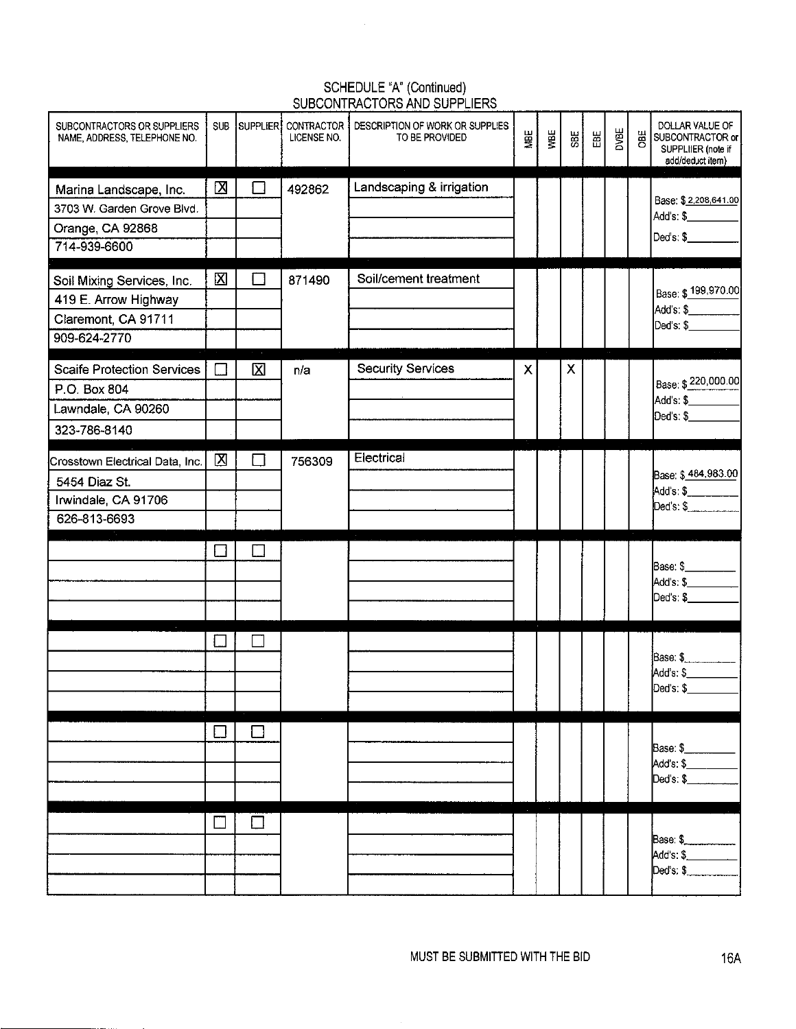# SCHEDULE "A" (Continued)
## SUBCONTRACTORS AND SUPPLIERS

| SUBCONTRACTORS OR SUPPLIERS NAME, ADDRESS, TELEPHONE NO. | SUB | SUPPLIER | CONTRACTOR LICENSE NO. | DESCRIPTION OF WORK OR SUPPLIES TO BE PROVIDED | MBE | WBE | SBE | EBE | DVBE | OBE | DOLLAR VALUE OF SUBCONTRACTOR or SUPPLIIER (note if add/deduct item) |
|---|---|---|---|---|---|---|---|---|---|---|---|
| Marina Landscape, Inc.<br>3703 W. Garden Grove Blvd.<br>Orange, CA 92868<br>714-939-6600 | ☒ | ☐ | 492862 | Landscaping & irrigation | | | | | | | Base: $ 2,208,641.00<br>Add's: $<br>Ded's: $ |
| Soil Mixing Services, Inc.<br>419 E. Arrow Highway<br>Claremont, CA 91711<br>909-624-2770 | ☒ | ☐ | 871490 | Soil/cement treatment | | | | | | | Base: $ 199,970.00<br>Add's: $<br>Ded's: $ |
| Scaife Protection Services<br>P.O. Box 804<br>Lawndale, CA 90260<br>323-786-8140 | ☐ | ☒ | n/a | Security Services | X | | X | | | | Base: $ 220,000.00<br>Add's: $<br>Ded's: $ |
| Crosstown Electrical Data, Inc.<br>5454 Diaz St.<br>Irwindale, CA 91706<br>626-813-6693 | ☒ | ☐ | 756309 | Electrical | | | | | | | Base: $ 484,983.00<br>Add's: $<br>Ded's: $ |
| | ☐ | ☐ | | | | | | | | | Base: $<br>Add's: $<br>Ded's: $ |
| | ☐ | ☐ | | | | | | | | | Base: $<br>Add's: $<br>Ded's: $ |
| | ☐ | ☐ | | | | | | | | | Base: $<br>Add's: $<br>Ded's: $ |
| | ☐ | ☐ | | | | | | | | | Base: $<br>Add's: $<br>Ded's: $ |

MUST BE SUBMITTED WITH THE BID